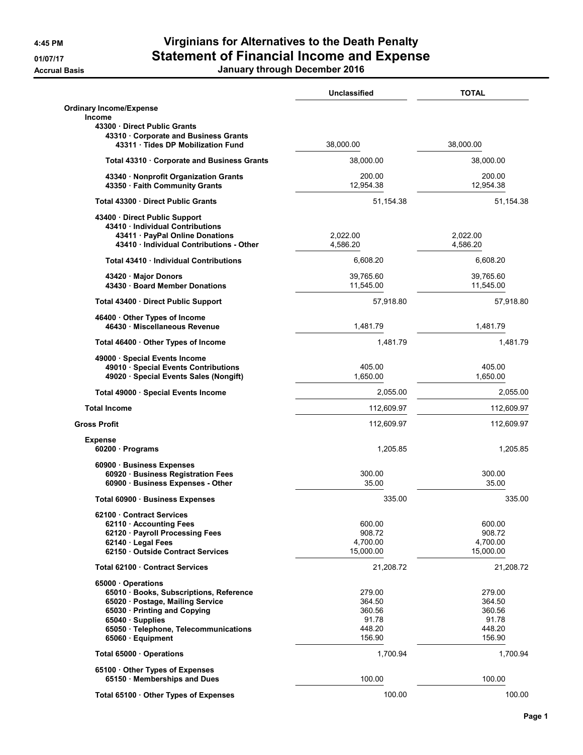# Virginians for Alternatives to the Death Penalty

## Statement of Financial Income and Expense

### January through December 2016

4:45 PM
01/07/17
Accrual Basis

| | Unclassified | TOTAL |
|---|---|---|
| **Ordinary Income/Expense** | | |
| **Income** | | |
| **43300 · Direct Public Grants** | | |
| **43310 · Corporate and Business Grants** | | |
| **43311 · Tides DP Mobilization Fund** | 38,000.00 | 38,000.00 |
| **Total 43310 · Corporate and Business Grants** | 38,000.00 | 38,000.00 |
| **43340 · Nonprofit Organization Grants** | 200.00 | 200.00 |
| **43350 · Faith Community Grants** | 12,954.38 | 12,954.38 |
| **Total 43300 · Direct Public Grants** | 51,154.38 | 51,154.38 |
| **43400 · Direct Public Support** | | |
| **43410 · Individual Contributions** | | |
| **43411 · PayPal Online Donations** | 2,022.00 | 2,022.00 |
| **43410 · Individual Contributions - Other** | 4,586.20 | 4,586.20 |
| **Total 43410 · Individual Contributions** | 6,608.20 | 6,608.20 |
| **43420 · Major Donors** | 39,765.60 | 39,765.60 |
| **43430 · Board Member Donations** | 11,545.00 | 11,545.00 |
| **Total 43400 · Direct Public Support** | 57,918.80 | 57,918.80 |
| **46400 · Other Types of Income** | | |
| **46430 · Miscellaneous Revenue** | 1,481.79 | 1,481.79 |
| **Total 46400 · Other Types of Income** | 1,481.79 | 1,481.79 |
| **49000 · Special Events Income** | | |
| **49010 · Special Events Contributions** | 405.00 | 405.00 |
| **49020 · Special Events Sales (Nongift)** | 1,650.00 | 1,650.00 |
| **Total 49000 · Special Events Income** | 2,055.00 | 2,055.00 |
| **Total Income** | 112,609.97 | 112,609.97 |
| **Gross Profit** | 112,609.97 | 112,609.97 |
| **Expense** | | |
| **60200 · Programs** | 1,205.85 | 1,205.85 |
| **60900 · Business Expenses** | | |
| **60920 · Business Registration Fees** | 300.00 | 300.00 |
| **60900 · Business Expenses - Other** | 35.00 | 35.00 |
| **Total 60900 · Business Expenses** | 335.00 | 335.00 |
| **62100 · Contract Services** | | |
| **62110 · Accounting Fees** | 600.00 | 600.00 |
| **62120 · Payroll Processing Fees** | 908.72 | 908.72 |
| **62140 · Legal Fees** | 4,700.00 | 4,700.00 |
| **62150 · Outside Contract Services** | 15,000.00 | 15,000.00 |
| **Total 62100 · Contract Services** | 21,208.72 | 21,208.72 |
| **65000 · Operations** | | |
| **65010 · Books, Subscriptions, Reference** | 279.00 | 279.00 |
| **65020 · Postage, Mailing Service** | 364.50 | 364.50 |
| **65030 · Printing and Copying** | 360.56 | 360.56 |
| **65040 · Supplies** | 91.78 | 91.78 |
| **65050 · Telephone, Telecommunications** | 448.20 | 448.20 |
| **65060 · Equipment** | 156.90 | 156.90 |
| **Total 65000 · Operations** | 1,700.94 | 1,700.94 |
| **65100 · Other Types of Expenses** | | |
| **65150 · Memberships and Dues** | 100.00 | 100.00 |
| **Total 65100 · Other Types of Expenses** | 100.00 | 100.00 |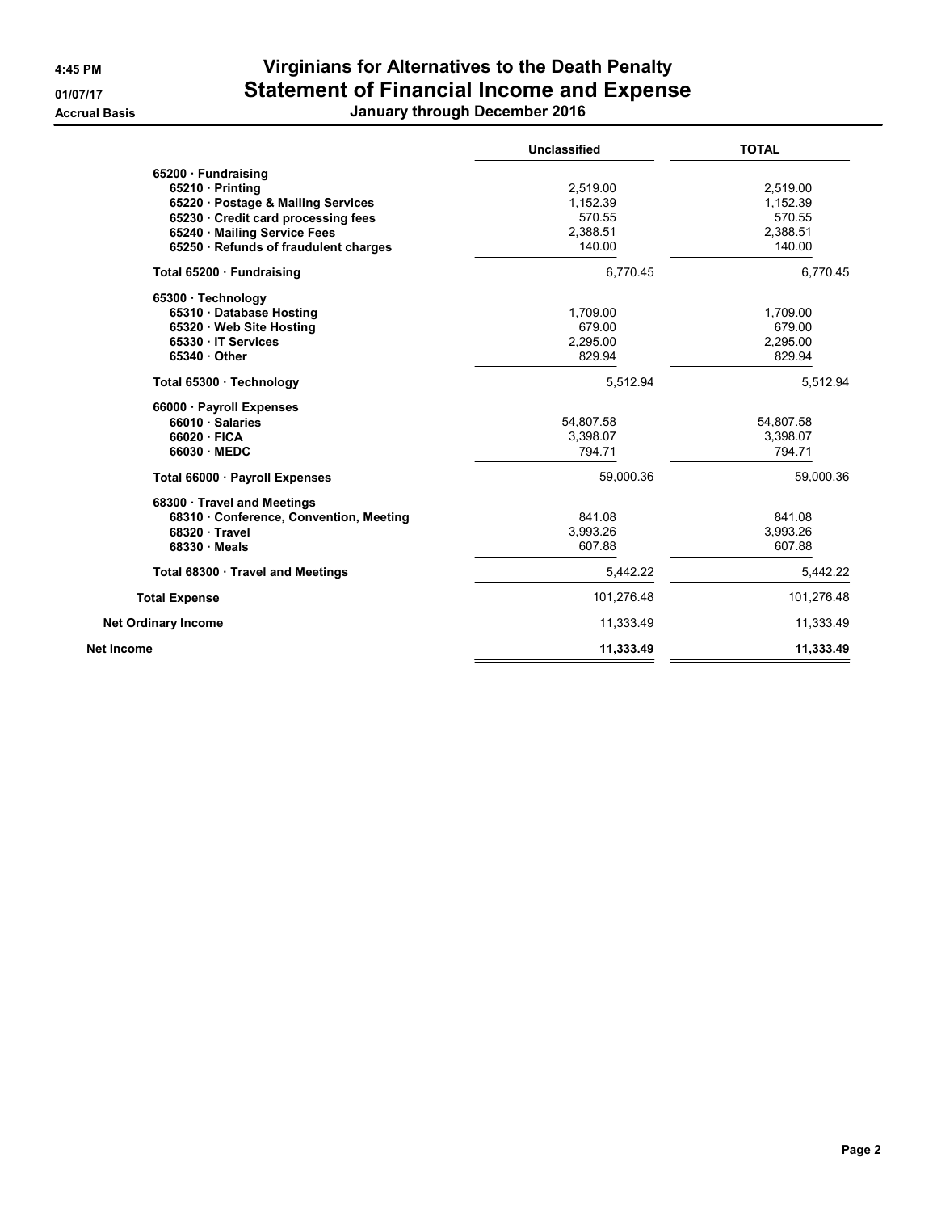# Virginians for Alternatives to the Death Penalty

## Statement of Financial Income and Expense

### January through December 2016

4:45 PM
01/07/17
Accrual Basis

| | Unclassified | TOTAL |
|---|---|---|
| 65200 · Fundraising | | |
| 65210 · Printing | 2,519.00 | 2,519.00 |
| 65220 · Postage & Mailing Services | 1,152.39 | 1,152.39 |
| 65230 · Credit card processing fees | 570.55 | 570.55 |
| 65240 · Mailing Service Fees | 2,388.51 | 2,388.51 |
| 65250 · Refunds of fraudulent charges | 140.00 | 140.00 |
| Total 65200 · Fundraising | 6,770.45 | 6,770.45 |
| 65300 · Technology | | |
| 65310 · Database Hosting | 1,709.00 | 1,709.00 |
| 65320 · Web Site Hosting | 679.00 | 679.00 |
| 65330 · IT Services | 2,295.00 | 2,295.00 |
| 65340 · Other | 829.94 | 829.94 |
| Total 65300 · Technology | 5,512.94 | 5,512.94 |
| 66000 · Payroll Expenses | | |
| 66010 · Salaries | 54,807.58 | 54,807.58 |
| 66020 · FICA | 3,398.07 | 3,398.07 |
| 66030 · MEDC | 794.71 | 794.71 |
| Total 66000 · Payroll Expenses | 59,000.36 | 59,000.36 |
| 68300 · Travel and Meetings | | |
| 68310 · Conference, Convention, Meeting | 841.08 | 841.08 |
| 68320 · Travel | 3,993.26 | 3,993.26 |
| 68330 · Meals | 607.88 | 607.88 |
| Total 68300 · Travel and Meetings | 5,442.22 | 5,442.22 |
| Total Expense | 101,276.48 | 101,276.48 |
| Net Ordinary Income | 11,333.49 | 11,333.49 |
| **Net Income** | **11,333.49** | **11,333.49** |